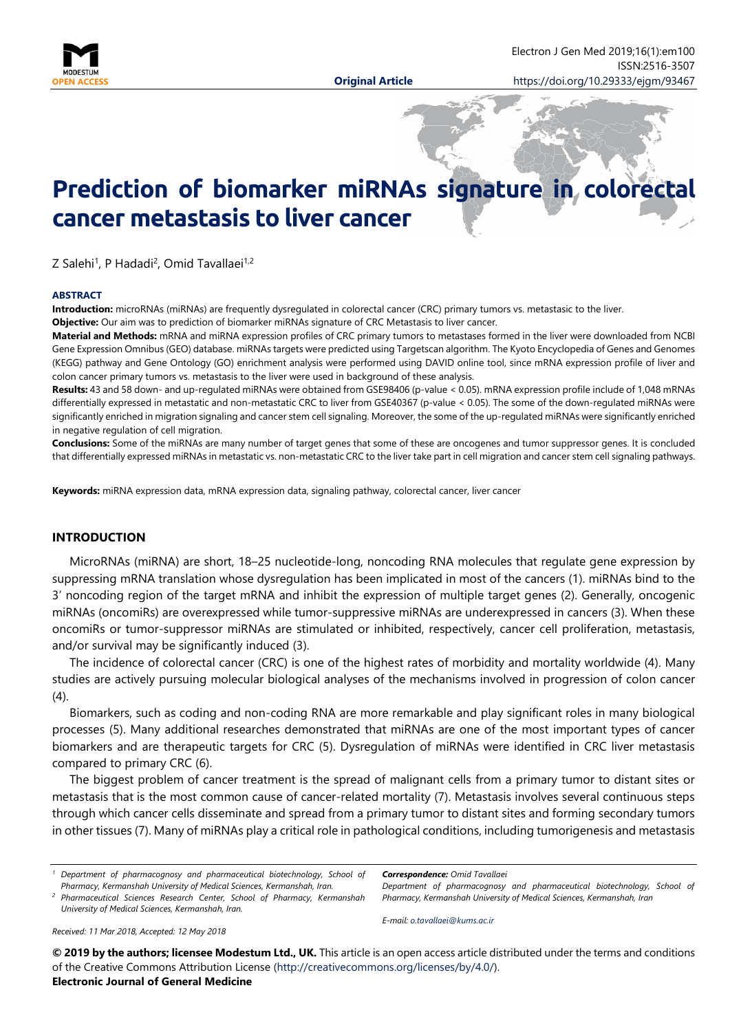Original Article

# Prediction of biomarker miRNAs signature in colorectal cancer metastasis to liver cancer

Z Salehi[1], P Hadadi[2], Omid Tavallaei[1,2]

### ABSTRACT

**Introduction:** microRNAs (miRNAs) are frequently dysregulated in colorectal cancer (CRC) primary tumors vs. metastasic to the liver.

**Objective:** Our aim was to prediction of biomarker miRNAs signature of CRC Metastasis to liver cancer.

**Material and Methods:** mRNA and miRNA expression profiles of CRC primary tumors to metastases formed in the liver were downloaded from NCBI Gene Expression Omnibus (GEO) database. miRNAs targets were predicted using Targetscan algorithm. The Kyoto Encyclopedia of Genes and Genomes (KEGG) pathway and Gene Ontology (GO) enrichment analysis were performed using DAVID online tool, since mRNA expression profile of liver and colon cancer primary tumors vs. metastasis to the liver were used in background of these analysis.

**Results:** 43 and 58 down- and up-regulated miRNAs were obtained from GSE98406 ($p$-value < 0.05). mRNA expression profile include of 1,048 mRNAs differentially expressed in metastatic and non-metastatic CRC to liver from GSE40367 ($p$-value < 0.05). The some of the down-regulated miRNAs were significantly enriched in migration signaling and cancer stem cell signaling. Moreover, the some of the up-regulated miRNAs were significantly enriched in negative regulation of cell migration.

**Conclusions:** Some of the miRNAs are many number of target genes that some of these are oncogenes and tumor suppressor genes. It is concluded that differentially expressed miRNAs in metastatic vs. non-metastatic CRC to the liver take part in cell migration and cancer stem cell signaling pathways.

**Keywords:** miRNA expression data, mRNA expression data, signaling pathway, colorectal cancer, liver cancer

## INTRODUCTION

MicroRNAs (miRNA) are short, 18–25 nucleotide-long, noncoding RNA molecules that regulate gene expression by suppressing mRNA translation whose dysregulation has been implicated in most of the cancers (1). miRNAs bind to the 3' noncoding region of the target mRNA and inhibit the expression of multiple target genes (2). Generally, oncogenic miRNAs (oncomiRs) are overexpressed while tumor-suppressive miRNAs are underexpressed in cancers (3). When these oncomiRs or tumor-suppressor miRNAs are stimulated or inhibited, respectively, cancer cell proliferation, metastasis, and/or survival may be significantly induced (3).

The incidence of colorectal cancer (CRC) is one of the highest rates of morbidity and mortality worldwide (4). Many studies are actively pursuing molecular biological analyses of the mechanisms involved in progression of colon cancer (4).

Biomarkers, such as coding and non-coding RNA are more remarkable and play significant roles in many biological processes (5). Many additional researches demonstrated that miRNAs are one of the most important types of cancer biomarkers and are therapeutic targets for CRC (5). Dysregulation of miRNAs were identified in CRC liver metastasis compared to primary CRC (6).

The biggest problem of cancer treatment is the spread of malignant cells from a primary tumor to distant sites or metastasis that is the most common cause of cancer-related mortality (7). Metastasis involves several continuous steps through which cancer cells disseminate and spread from a primary tumor to distant sites and forming secondary tumors in other tissues (7). Many of miRNAs play a critical role in pathological conditions, including tumorigenesis and metastasis

[1] *Department of pharmacognosy and pharmaceutical biotechnology, School of Pharmacy, Kermanshah University of Medical Sciences, Kermanshah, Iran.*
[2] *Pharmaceutical Sciences Research Center, School of Pharmacy, Kermanshah University of Medical Sciences, Kermanshah, Iran.*

***Correspondence:*** *Omid Tavallaei*
*Department of pharmacognosy and pharmaceutical biotechnology, School of Pharmacy, Kermanshah University of Medical Sciences, Kermanshah, Iran*

*E-mail: o.tavallaei@kums.ac.ir*

*Received: 11 Mar 2018, Accepted: 12 May 2018*

**© 2019 by the authors; licensee Modestum Ltd., UK.** This article is an open access article distributed under the terms and conditions of the Creative Commons Attribution License (http://creativecommons.org/licenses/by/4.0/).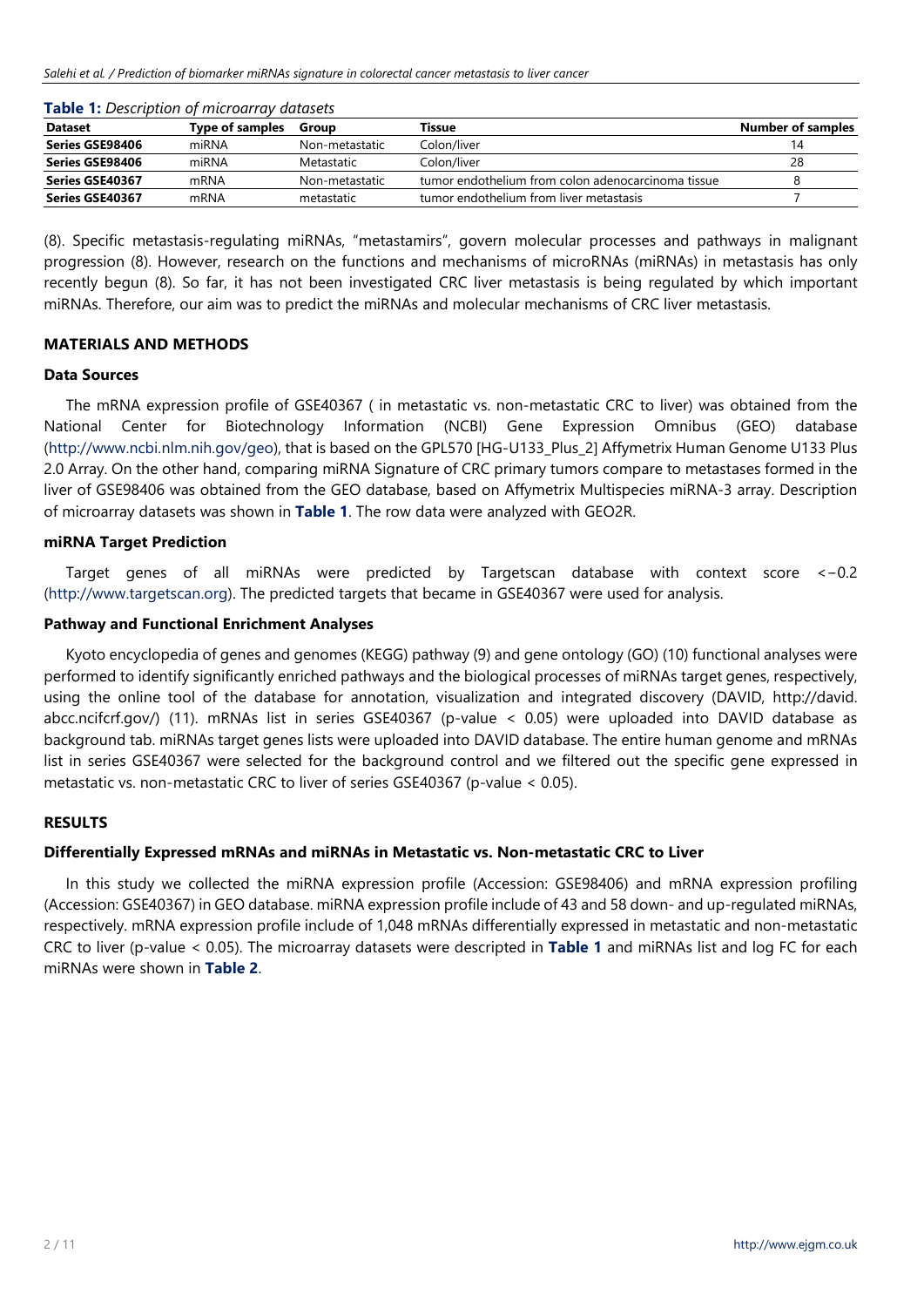**Table 1:** *Description of microarray datasets*

| Dataset | Type of samples | Group | Tissue | Number of samples |
|---|---|---|---|---|
| **Series GSE98406** | miRNA | Non-metastatic | Colon/liver | 14 |
| **Series GSE98406** | miRNA | Metastatic | Colon/liver | 28 |
| **Series GSE40367** | mRNA | Non-metastatic | tumor endothelium from colon adenocarcinoma tissue | 8 |
| **Series GSE40367** | mRNA | metastatic | tumor endothelium from liver metastasis | 7 |

(8). Specific metastasis-regulating miRNAs, "metastamirs", govern molecular processes and pathways in malignant progression (8). However, research on the functions and mechanisms of microRNAs (miRNAs) in metastasis has only recently begun (8). So far, it has not been investigated CRC liver metastasis is being regulated by which important miRNAs. Therefore, our aim was to predict the miRNAs and molecular mechanisms of CRC liver metastasis.

## MATERIALS AND METHODS

### Data Sources

The mRNA expression profile of GSE40367 ( in metastatic vs. non-metastatic CRC to liver) was obtained from the National Center for Biotechnology Information (NCBI) Gene Expression Omnibus (GEO) database (http://www.ncbi.nlm.nih.gov/geo), that is based on the GPL570 [HG-U133_Plus_2] Affymetrix Human Genome U133 Plus 2.0 Array. On the other hand, comparing miRNA Signature of CRC primary tumors compare to metastases formed in the liver of GSE98406 was obtained from the GEO database, based on Affymetrix Multispecies miRNA-3 array. Description of microarray datasets was shown in **Table 1**. The row data were analyzed with GEO2R.

### miRNA Target Prediction

Target genes of all miRNAs were predicted by Targetscan database with context score $<-0.2$ (http://www.targetscan.org). The predicted targets that became in GSE40367 were used for analysis.

### Pathway and Functional Enrichment Analyses

Kyoto encyclopedia of genes and genomes (KEGG) pathway (9) and gene ontology (GO) (10) functional analyses were performed to identify significantly enriched pathways and the biological processes of miRNAs target genes, respectively, using the online tool of the database for annotation, visualization and integrated discovery (DAVID, http://david.abcc.ncifcrf.gov/) (11). mRNAs list in series GSE40367 (p-value $< 0.05$) were uploaded into DAVID database as background tab. miRNAs target genes lists were uploaded into DAVID database. The entire human genome and mRNAs list in series GSE40367 were selected for the background control and we filtered out the specific gene expressed in metastatic vs. non-metastatic CRC to liver of series GSE40367 (p-value $< 0.05$).

## RESULTS

### Differentially Expressed mRNAs and miRNAs in Metastatic vs. Non-metastatic CRC to Liver

In this study we collected the miRNA expression profile (Accession: GSE98406) and mRNA expression profiling (Accession: GSE40367) in GEO database. miRNA expression profile include of 43 and 58 down- and up-regulated miRNAs, respectively. mRNA expression profile include of 1,048 mRNAs differentially expressed in metastatic and non-metastatic CRC to liver (p-value $< 0.05$). The microarray datasets were descripted in **Table 1** and miRNAs list and log FC for each miRNAs were shown in **Table 2**.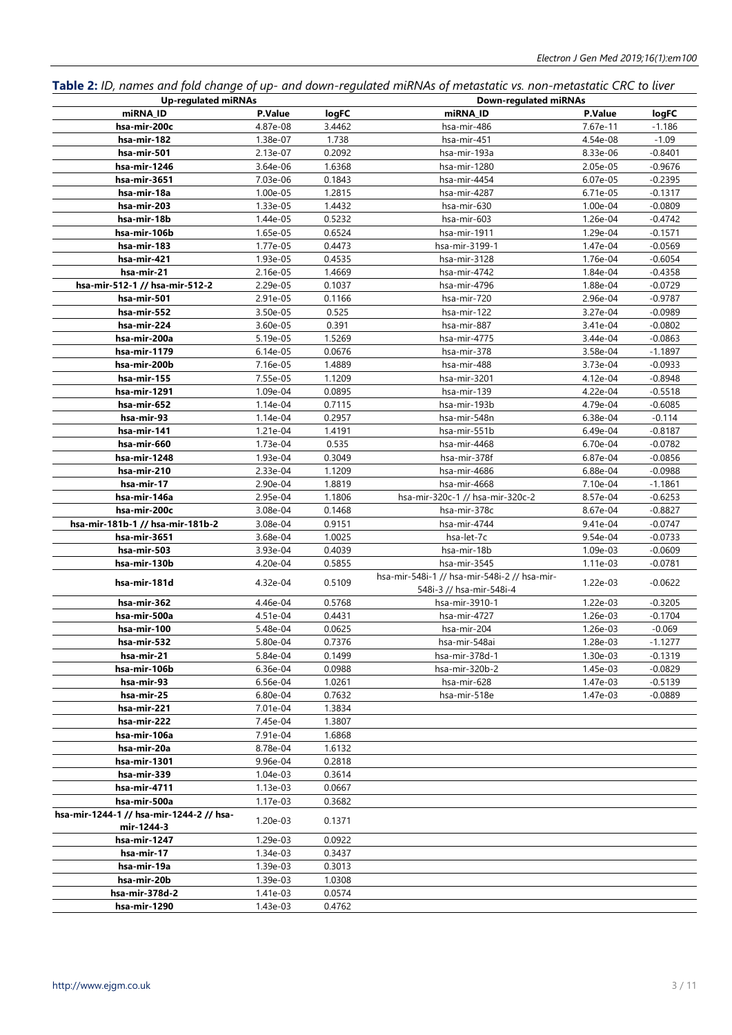**Table 2:** *ID, names and fold change of up- and down-regulated miRNAs of metastatic vs. non-metastatic CRC to liver*

| Up-regulated miRNAs | | | Down-regulated miRNAs | | |
|---|---|---|---|---|---|
| **miRNA_ID** | **P.Value** | **logFC** | **miRNA_ID** | **P.Value** | **logFC** |
| **hsa-mir-200c** | 4.87e-08 | 3.4462 | hsa-mir-486 | 7.67e-11 | -1.186 |
| **hsa-mir-182** | 1.38e-07 | 1.738 | hsa-mir-451 | 4.54e-08 | -1.09 |
| **hsa-mir-501** | 2.13e-07 | 0.2092 | hsa-mir-193a | 8.33e-06 | -0.8401 |
| **hsa-mir-1246** | 3.64e-06 | 1.6368 | hsa-mir-1280 | 2.05e-05 | -0.9676 |
| **hsa-mir-3651** | 7.03e-06 | 0.1843 | hsa-mir-4454 | 6.07e-05 | -0.2395 |
| **hsa-mir-18a** | 1.00e-05 | 1.2815 | hsa-mir-4287 | 6.71e-05 | -0.1317 |
| **hsa-mir-203** | 1.33e-05 | 1.4432 | hsa-mir-630 | 1.00e-04 | -0.0809 |
| **hsa-mir-18b** | 1.44e-05 | 0.5232 | hsa-mir-603 | 1.26e-04 | -0.4742 |
| **hsa-mir-106b** | 1.65e-05 | 0.6524 | hsa-mir-1911 | 1.29e-04 | -0.1571 |
| **hsa-mir-183** | 1.77e-05 | 0.4473 | hsa-mir-3199-1 | 1.47e-04 | -0.0569 |
| **hsa-mir-421** | 1.93e-05 | 0.4535 | hsa-mir-3128 | 1.76e-04 | -0.6054 |
| **hsa-mir-21** | 2.16e-05 | 1.4669 | hsa-mir-4742 | 1.84e-04 | -0.4358 |
| **hsa-mir-512-1 // hsa-mir-512-2** | 2.29e-05 | 0.1037 | hsa-mir-4796 | 1.88e-04 | -0.0729 |
| **hsa-mir-501** | 2.91e-05 | 0.1166 | hsa-mir-720 | 2.96e-04 | -0.9787 |
| **hsa-mir-552** | 3.50e-05 | 0.525 | hsa-mir-122 | 3.27e-04 | -0.0989 |
| **hsa-mir-224** | 3.60e-05 | 0.391 | hsa-mir-887 | 3.41e-04 | -0.0802 |
| **hsa-mir-200a** | 5.19e-05 | 1.5269 | hsa-mir-4775 | 3.44e-04 | -0.0863 |
| **hsa-mir-1179** | 6.14e-05 | 0.0676 | hsa-mir-378 | 3.58e-04 | -1.1897 |
| **hsa-mir-200b** | 7.16e-05 | 1.4889 | hsa-mir-488 | 3.73e-04 | -0.0933 |
| **hsa-mir-155** | 7.55e-05 | 1.1209 | hsa-mir-3201 | 4.12e-04 | -0.8948 |
| **hsa-mir-1291** | 1.09e-04 | 0.0895 | hsa-mir-139 | 4.22e-04 | -0.5518 |
| **hsa-mir-652** | 1.14e-04 | 0.7115 | hsa-mir-193b | 4.79e-04 | -0.6085 |
| **hsa-mir-93** | 1.14e-04 | 0.2957 | hsa-mir-548n | 6.38e-04 | -0.114 |
| **hsa-mir-141** | 1.21e-04 | 1.4191 | hsa-mir-551b | 6.49e-04 | -0.8187 |
| **hsa-mir-660** | 1.73e-04 | 0.535 | hsa-mir-4468 | 6.70e-04 | -0.0782 |
| **hsa-mir-1248** | 1.93e-04 | 0.3049 | hsa-mir-378f | 6.87e-04 | -0.0856 |
| **hsa-mir-210** | 2.33e-04 | 1.1209 | hsa-mir-4686 | 6.88e-04 | -0.0988 |
| **hsa-mir-17** | 2.90e-04 | 1.8819 | hsa-mir-4668 | 7.10e-04 | -1.1861 |
| **hsa-mir-146a** | 2.95e-04 | 1.1806 | hsa-mir-320c-1 // hsa-mir-320c-2 | 8.57e-04 | -0.6253 |
| **hsa-mir-200c** | 3.08e-04 | 0.1468 | hsa-mir-378c | 8.67e-04 | -0.8827 |
| **hsa-mir-181b-1 // hsa-mir-181b-2** | 3.08e-04 | 0.9151 | hsa-mir-4744 | 9.41e-04 | -0.0747 |
| **hsa-mir-3651** | 3.68e-04 | 1.0025 | hsa-let-7c | 9.54e-04 | -0.0733 |
| **hsa-mir-503** | 3.93e-04 | 0.4039 | hsa-mir-18b | 1.09e-03 | -0.0609 |
| **hsa-mir-130b** | 4.20e-04 | 0.5855 | hsa-mir-3545 | 1.11e-03 | -0.0781 |
| **hsa-mir-181d** | 4.32e-04 | 0.5109 | hsa-mir-548i-1 // hsa-mir-548i-2 // hsa-mir-548i-3 // hsa-mir-548i-4 | 1.22e-03 | -0.0622 |
| **hsa-mir-362** | 4.46e-04 | 0.5768 | hsa-mir-3910-1 | 1.22e-03 | -0.3205 |
| **hsa-mir-500a** | 4.51e-04 | 0.4431 | hsa-mir-4727 | 1.26e-03 | -0.1704 |
| **hsa-mir-100** | 5.48e-04 | 0.0625 | hsa-mir-204 | 1.26e-03 | -0.069 |
| **hsa-mir-532** | 5.80e-04 | 0.7376 | hsa-mir-548ai | 1.28e-03 | -1.1277 |
| **hsa-mir-21** | 5.84e-04 | 0.1499 | hsa-mir-378d-1 | 1.30e-03 | -0.1319 |
| **hsa-mir-106b** | 6.36e-04 | 0.0988 | hsa-mir-320b-2 | 1.45e-03 | -0.0829 |
| **hsa-mir-93** | 6.56e-04 | 1.0261 | hsa-mir-628 | 1.47e-03 | -0.5139 |
| **hsa-mir-25** | 6.80e-04 | 0.7632 | hsa-mir-518e | 1.47e-03 | -0.0889 |
| **hsa-mir-221** | 7.01e-04 | 1.3834 | | | |
| **hsa-mir-222** | 7.45e-04 | 1.3807 | | | |
| **hsa-mir-106a** | 7.91e-04 | 1.6868 | | | |
| **hsa-mir-20a** | 8.78e-04 | 1.6132 | | | |
| **hsa-mir-1301** | 9.96e-04 | 0.2818 | | | |
| **hsa-mir-339** | 1.04e-03 | 0.3614 | | | |
| **hsa-mir-4711** | 1.13e-03 | 0.0667 | | | |
| **hsa-mir-500a** | 1.17e-03 | 0.3682 | | | |
| **hsa-mir-1244-1 // hsa-mir-1244-2 // hsa-mir-1244-3** | 1.20e-03 | 0.1371 | | | |
| **hsa-mir-1247** | 1.29e-03 | 0.0922 | | | |
| **hsa-mir-17** | 1.34e-03 | 0.3437 | | | |
| **hsa-mir-19a** | 1.39e-03 | 0.3013 | | | |
| **hsa-mir-20b** | 1.39e-03 | 1.0308 | | | |
| **hsa-mir-378d-2** | 1.41e-03 | 0.0574 | | | |
| **hsa-mir-1290** | 1.43e-03 | 0.4762 | | | |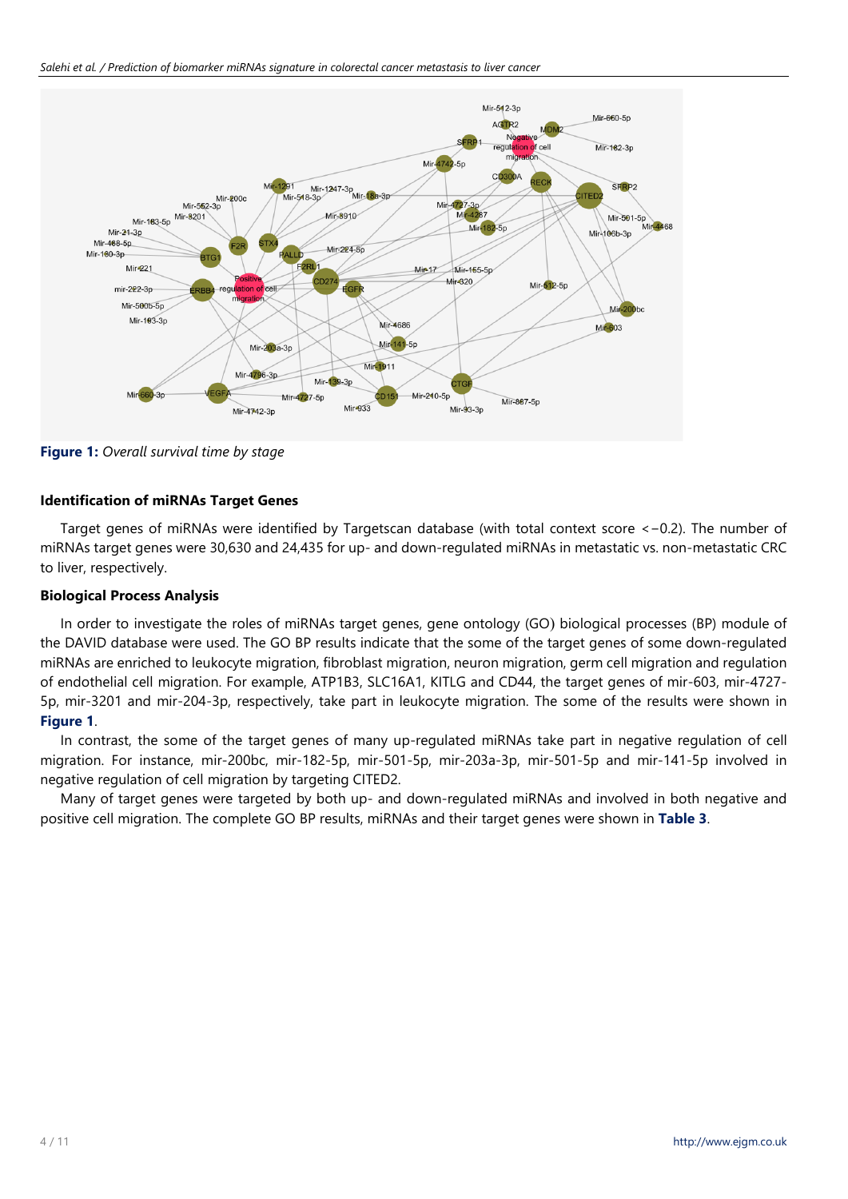**Figure 1:** *Overall survival time by stage*

### Identification of miRNAs Target Genes

Target genes of miRNAs were identified by Targetscan database (with total context score <−0.2). The number of miRNAs target genes were 30,630 and 24,435 for up- and down-regulated miRNAs in metastatic vs. non-metastatic CRC to liver, respectively.

### Biological Process Analysis

In order to investigate the roles of miRNAs target genes, gene ontology (GO) biological processes (BP) module of the DAVID database were used. The GO BP results indicate that the some of the target genes of some down-regulated miRNAs are enriched to leukocyte migration, fibroblast migration, neuron migration, germ cell migration and regulation of endothelial cell migration. For example, ATP1B3, SLC16A1, KITLG and CD44, the target genes of mir-603, mir-4727-5p, mir-3201 and mir-204-3p, respectively, take part in leukocyte migration. The some of the results were shown in **Figure 1**.

In contrast, the some of the target genes of many up-regulated miRNAs take part in negative regulation of cell migration. For instance, mir-200bc, mir-182-5p, mir-501-5p, mir-203a-3p, mir-501-5p and mir-141-5p involved in negative regulation of cell migration by targeting CITED2.

Many of target genes were targeted by both up- and down-regulated miRNAs and involved in both negative and positive cell migration. The complete GO BP results, miRNAs and their target genes were shown in **Table 3**.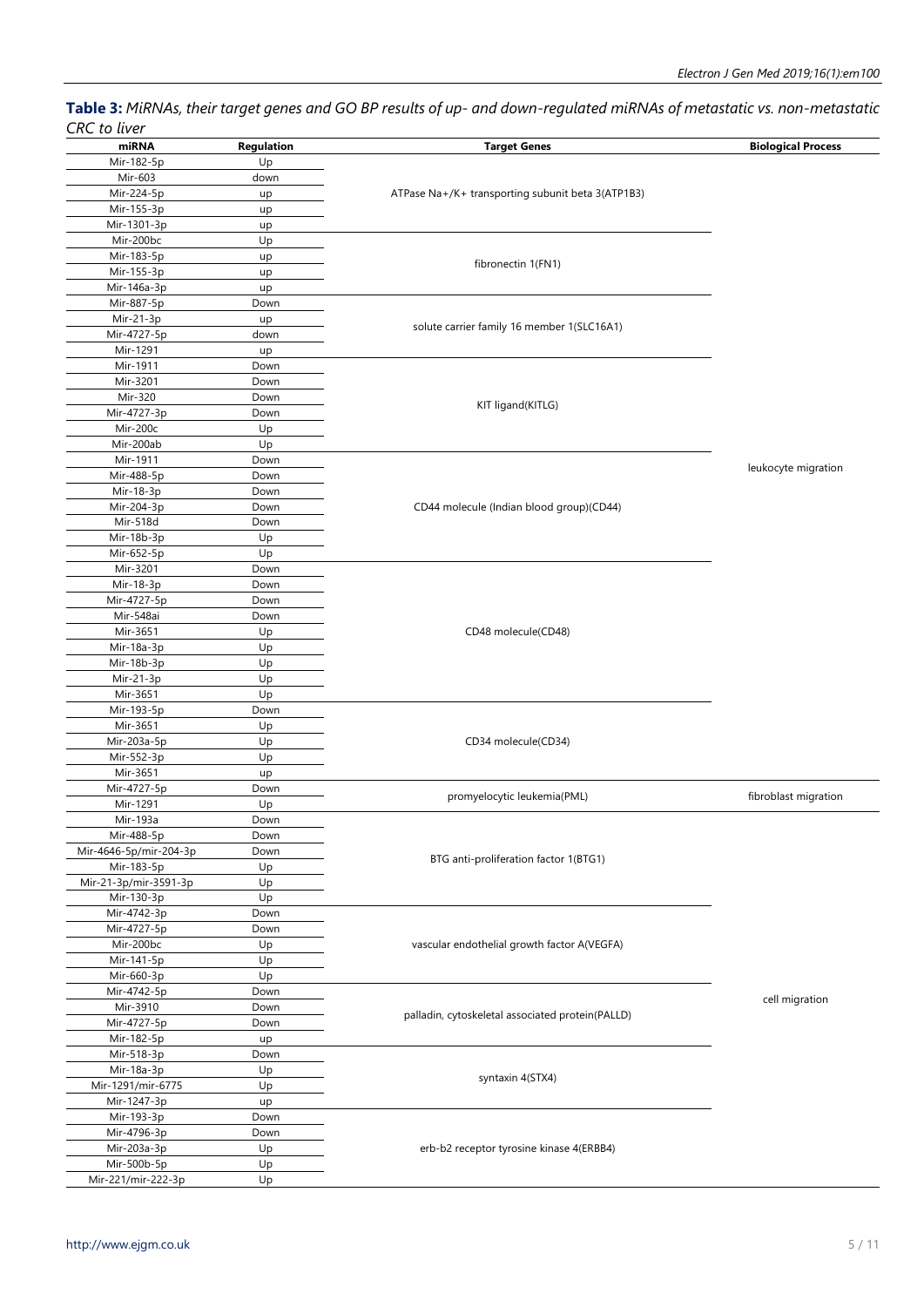**Table 3:** *MiRNAs, their target genes and GO BP results of up- and down-regulated miRNAs of metastatic vs. non-metastatic CRC to liver*

| miRNA | Regulation | Target Genes | Biological Process |
|---|---|---|---|
| Mir-182-5p | Up | ATPase Na+/K+ transporting subunit beta 3(ATP1B3) | leukocyte migration |
| Mir-603 | down | | |
| Mir-224-5p | up | | |
| Mir-155-3p | up | | |
| Mir-1301-3p | up | | |
| Mir-200bc | Up | fibronectin 1(FN1) | |
| Mir-183-5p | up | | |
| Mir-155-3p | up | | |
| Mir-146a-3p | up | | |
| Mir-887-5p | Down | solute carrier family 16 member 1(SLC16A1) | |
| Mir-21-3p | up | | |
| Mir-4727-5p | down | | |
| Mir-1291 | up | | |
| Mir-1911 | Down | KIT ligand(KITLG) | |
| Mir-3201 | Down | | |
| Mir-320 | Down | | |
| Mir-4727-3p | Down | | |
| Mir-200c | Up | | |
| Mir-200ab | Up | | |
| Mir-1911 | Down | CD44 molecule (Indian blood group)(CD44) | |
| Mir-488-5p | Down | | |
| Mir-18-3p | Down | | |
| Mir-204-3p | Down | | |
| Mir-518d | Down | | |
| Mir-18b-3p | Up | | |
| Mir-652-5p | Up | | |
| Mir-3201 | Down | CD48 molecule(CD48) | |
| Mir-18-3p | Down | | |
| Mir-4727-5p | Down | | |
| Mir-548ai | Down | | |
| Mir-3651 | Up | | |
| Mir-18a-3p | Up | | |
| Mir-18b-3p | Up | | |
| Mir-21-3p | Up | | |
| Mir-3651 | Up | | |
| Mir-193-5p | Down | CD34 molecule(CD34) | |
| Mir-3651 | Up | | |
| Mir-203a-5p | Up | | |
| Mir-552-3p | Up | | |
| Mir-3651 | up | | |
| Mir-4727-5p | Down | promyelocytic leukemia(PML) | fibroblast migration |
| Mir-1291 | Up | | |
| Mir-193a | Down | BTG anti-proliferation factor 1(BTG1) | cell migration |
| Mir-488-5p | Down | | |
| Mir-4646-5p/mir-204-3p | Down | | |
| Mir-183-5p | Up | | |
| Mir-21-3p/mir-3591-3p | Up | | |
| Mir-130-3p | Up | | |
| Mir-4742-3p | Down | vascular endothelial growth factor A(VEGFA) | |
| Mir-4727-5p | Down | | |
| Mir-200bc | Up | | |
| Mir-141-5p | Up | | |
| Mir-660-3p | Up | | |
| Mir-4742-5p | Down | palladin, cytoskeletal associated protein(PALLD) | |
| Mir-3910 | Down | | |
| Mir-4727-5p | Down | | |
| Mir-182-5p | up | | |
| Mir-518-3p | Down | syntaxin 4(STX4) | |
| Mir-18a-3p | Up | | |
| Mir-1291/mir-6775 | Up | | |
| Mir-1247-3p | up | | |
| Mir-193-3p | Down | erb-b2 receptor tyrosine kinase 4(ERBB4) | |
| Mir-4796-3p | Down | | |
| Mir-203a-3p | Up | | |
| Mir-500b-5p | Up | | |
| Mir-221/mir-222-3p | Up | | |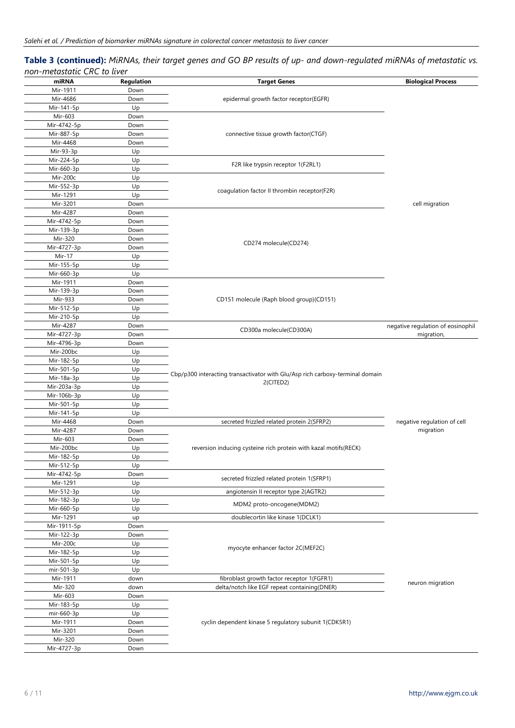**Table 3 (continued):** *MiRNAs, their target genes and GO BP results of up- and down-regulated miRNAs of metastatic vs. non-metastatic CRC to liver*

| miRNA | Regulation | Target Genes | Biological Process |
|---|---|---|---|
| Mir-1911 | Down | epidermal growth factor receptor(EGFR) | cell migration |
| Mir-4686 | Down | | |
| Mir-141-5p | Up | | |
| Mir-603 | Down | connective tissue growth factor(CTGF) | |
| Mir-4742-5p | Down | | |
| Mir-887-5p | Down | | |
| Mir-4468 | Down | | |
| Mir-93-3p | Up | | |
| Mir-224-5p | Up | F2R like trypsin receptor 1(F2RL1) | |
| Mir-660-3p | Up | | |
| Mir-200c | Up | coagulation factor II thrombin receptor(F2R) | |
| Mir-552-3p | Up | | |
| Mir-1291 | Up | | |
| Mir-3201 | Down | | |
| Mir-4287 | Down | CD274 molecule(CD274) | |
| Mir-4742-5p | Down | | |
| Mir-139-3p | Down | | |
| Mir-320 | Down | | |
| Mir-4727-3p | Down | | |
| Mir-17 | Up | | |
| Mir-155-5p | Up | | |
| Mir-660-3p | Up | | |
| Mir-1911 | Down | CD151 molecule (Raph blood group)(CD151) | |
| Mir-139-3p | Down | | |
| Mir-933 | Down | | |
| Mir-512-5p | Up | | |
| Mir-210-5p | Up | | |
| Mir-4287 | Down | CD300a molecule(CD300A) | negative regulation of eosinophil migration, |
| Mir-4727-3p | Down | | |
| Mir-4796-3p | Down | Cbp/p300 interacting transactivator with Glu/Asp rich carboxy-terminal domain 2(CITED2) | negative regulation of cell migration |
| Mir-200bc | Up | | |
| Mir-182-5p | Up | | |
| Mir-501-5p | Up | | |
| Mir-18a-3p | Up | | |
| Mir-203a-3p | Up | | |
| Mir-106b-3p | Up | | |
| Mir-501-5p | Up | | |
| Mir-141-5p | Up | | |
| Mir-4468 | Down | secreted frizzled related protein 2(SFRP2) | |
| Mir-4287 | Down | reversion inducing cysteine rich protein with kazal motifs(RECK) | |
| Mir-603 | Down | | |
| Mir-200bc | Up | | |
| Mir-182-5p | Up | | |
| Mir-512-5p | Up | | |
| Mir-4742-5p | Down | secreted frizzled related protein 1(SFRP1) | |
| Mir-1291 | Up | | |
| Mir-512-3p | Up | angiotensin II receptor type 2(AGTR2) | |
| Mir-182-3p | Up | MDM2 proto-oncogene(MDM2) | |
| Mir-660-5p | Up | | |
| Mir-1291 | up | doublecortin like kinase 1(DCLK1) | neuron migration |
| Mir-1911-5p | Down | myocyte enhancer factor 2C(MEF2C) | |
| Mir-122-3p | Down | | |
| Mir-200c | Up | | |
| Mir-182-5p | Up | | |
| Mir-501-5p | Up | | |
| mir-501-3p | Up | | |
| Mir-1911 | down | fibroblast growth factor receptor 1(FGFR1) | |
| Mir-320 | down | delta/notch like EGF repeat containing(DNER) | |
| Mir-603 | Down | cyclin dependent kinase 5 regulatory subunit 1(CDK5R1) | |
| Mir-183-5p | Up | | |
| mir-660-3p | Up | | |
| Mir-1911 | Down | | |
| Mir-3201 | Down | | |
| Mir-320 | Down | | |
| Mir-4727-3p | Down | | |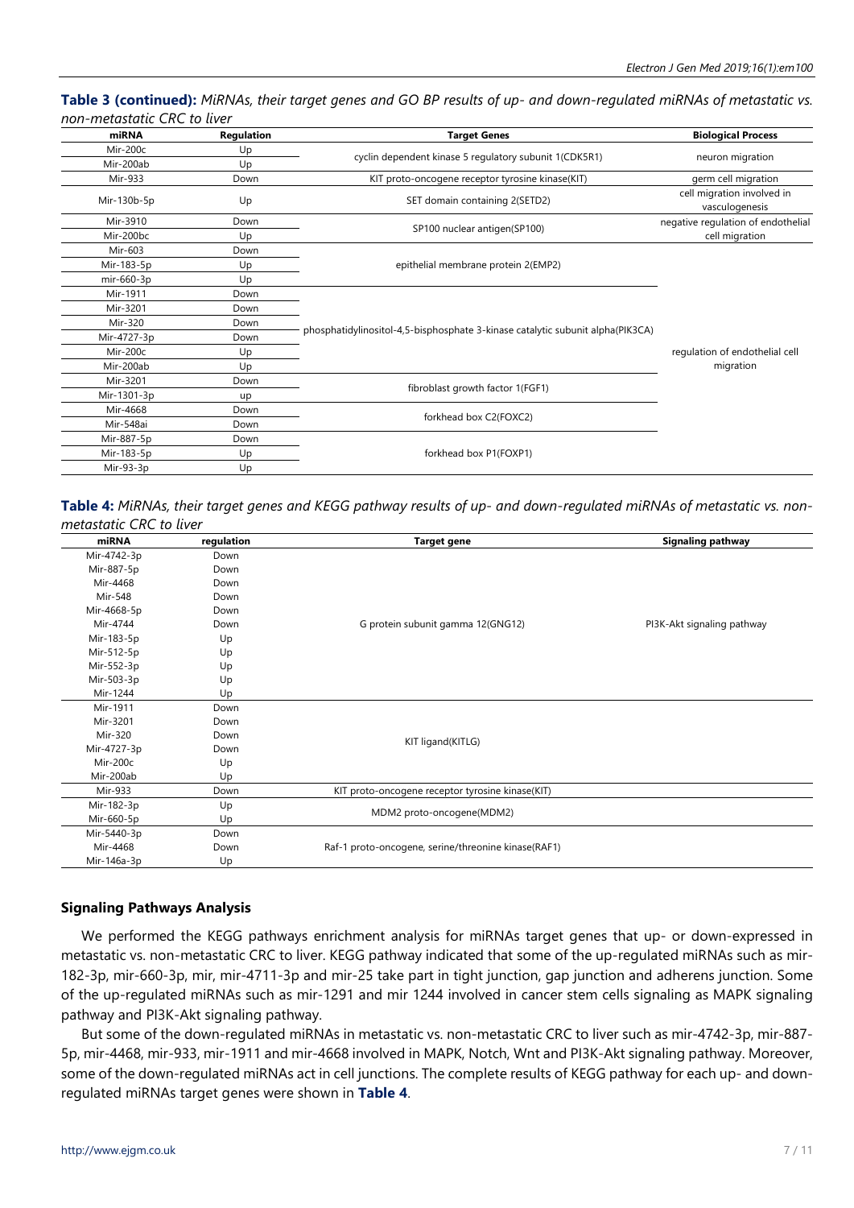**Table 3 (continued):** *MiRNAs, their target genes and GO BP results of up- and down-regulated miRNAs of metastatic vs. non-metastatic CRC to liver*

| miRNA | Regulation | Target Genes | Biological Process |
|---|---|---|---|
| Mir-200c | Up | cyclin dependent kinase 5 regulatory subunit 1(CDK5R1) | neuron migration |
| Mir-200ab | Up | | |
| Mir-933 | Down | KIT proto-oncogene receptor tyrosine kinase(KIT) | germ cell migration |
| Mir-130b-5p | Up | SET domain containing 2(SETD2) | cell migration involved in vasculogenesis |
| Mir-3910 | Down | SP100 nuclear antigen(SP100) | negative regulation of endothelial cell migration |
| Mir-200bc | Up | | |
| Mir-603 | Down | epithelial membrane protein 2(EMP2) | regulation of endothelial cell migration |
| Mir-183-5p | Up | | |
| mir-660-3p | Up | | |
| Mir-1911 | Down | phosphatidylinositol-4,5-bisphosphate 3-kinase catalytic subunit alpha(PIK3CA) | |
| Mir-3201 | Down | | |
| Mir-320 | Down | | |
| Mir-4727-3p | Down | | |
| Mir-200c | Up | | |
| Mir-200ab | Up | | |
| Mir-3201 | Down | fibroblast growth factor 1(FGF1) | |
| Mir-1301-3p | up | | |
| Mir-4668 | Down | forkhead box C2(FOXC2) | |
| Mir-548ai | Down | | |
| Mir-887-5p | Down | forkhead box P1(FOXP1) | |
| Mir-183-5p | Up | | |
| Mir-93-3p | Up | | |

**Table 4:** *MiRNAs, their target genes and KEGG pathway results of up- and down-regulated miRNAs of metastatic vs. non-metastatic CRC to liver*

| miRNA | regulation | Target gene | Signaling pathway |
|---|---|---|---|
| Mir-4742-3p | Down | G protein subunit gamma 12(GNG12) | PI3K-Akt signaling pathway |
| Mir-887-5p | Down | | |
| Mir-4468 | Down | | |
| Mir-548 | Down | | |
| Mir-4668-5p | Down | | |
| Mir-4744 | Down | | |
| Mir-183-5p | Up | | |
| Mir-512-5p | Up | | |
| Mir-552-3p | Up | | |
| Mir-503-3p | Up | | |
| Mir-1244 | Up | | |
| Mir-1911 | Down | KIT ligand(KITLG) | |
| Mir-3201 | Down | | |
| Mir-320 | Down | | |
| Mir-4727-3p | Down | | |
| Mir-200c | Up | | |
| Mir-200ab | Up | | |
| Mir-933 | Down | KIT proto-oncogene receptor tyrosine kinase(KIT) | |
| Mir-182-3p | Up | MDM2 proto-oncogene(MDM2) | |
| Mir-660-5p | Up | | |
| Mir-5440-3p | Down | Raf-1 proto-oncogene, serine/threonine kinase(RAF1) | |
| Mir-4468 | Down | | |
| Mir-146a-3p | Up | | |

### Signaling Pathways Analysis

We performed the KEGG pathways enrichment analysis for miRNAs target genes that up- or down-expressed in metastatic vs. non-metastatic CRC to liver. KEGG pathway indicated that some of the up-regulated miRNAs such as mir-182-3p, mir-660-3p, mir, mir-4711-3p and mir-25 take part in tight junction, gap junction and adherens junction. Some of the up-regulated miRNAs such as mir-1291 and mir 1244 involved in cancer stem cells signaling as MAPK signaling pathway and PI3K-Akt signaling pathway.

But some of the down-regulated miRNAs in metastatic vs. non-metastatic CRC to liver such as mir-4742-3p, mir-887-5p, mir-4468, mir-933, mir-1911 and mir-4668 involved in MAPK, Notch, Wnt and PI3K-Akt signaling pathway. Moreover, some of the down-regulated miRNAs act in cell junctions. The complete results of KEGG pathway for each up- and down-regulated miRNAs target genes were shown in **Table 4**.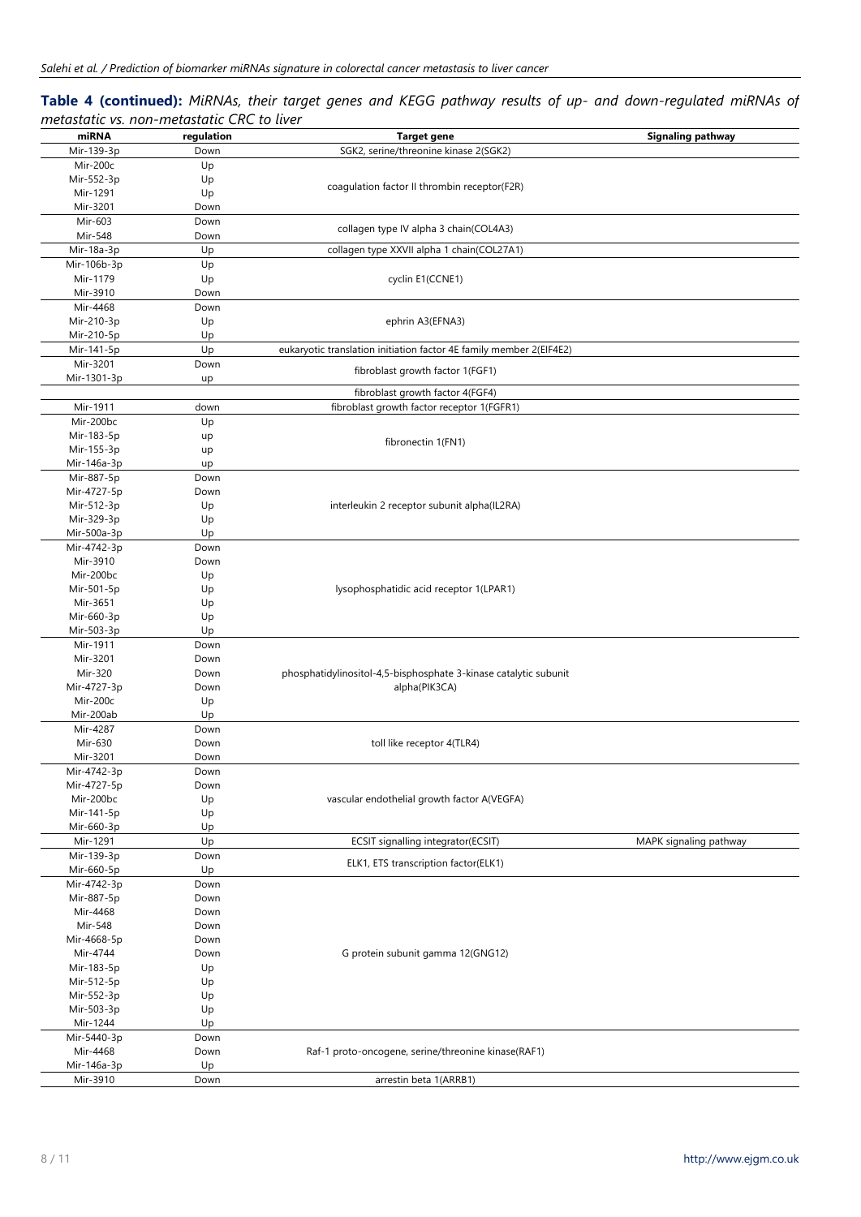**Table 4 (continued):** *MiRNAs, their target genes and KEGG pathway results of up- and down-regulated miRNAs of metastatic vs. non-metastatic CRC to liver*

| miRNA | regulation | Target gene | Signaling pathway |
|---|---|---|---|
| Mir-139-3p | Down | SGK2, serine/threonine kinase 2(SGK2) | |
| Mir-200c | Up | coagulation factor II thrombin receptor(F2R) | |
| Mir-552-3p | Up | | |
| Mir-1291 | Up | | |
| Mir-3201 | Down | | |
| Mir-603 | Down | collagen type IV alpha 3 chain(COL4A3) | |
| Mir-548 | Down | | |
| Mir-18a-3p | Up | collagen type XXVII alpha 1 chain(COL27A1) | |
| Mir-106b-3p | Up | cyclin E1(CCNE1) | |
| Mir-1179 | Up | | |
| Mir-3910 | Down | | |
| Mir-4468 | Down | ephrin A3(EFNA3) | |
| Mir-210-3p | Up | | |
| Mir-210-5p | Up | | |
| Mir-141-5p | Up | eukaryotic translation initiation factor 4E family member 2(EIF4E2) | |
| Mir-3201 | Down | fibroblast growth factor 1(FGF1) | |
| Mir-1301-3p | up | | |
| | | fibroblast growth factor 4(FGF4) | |
| Mir-1911 | down | fibroblast growth factor receptor 1(FGFR1) | |
| Mir-200bc | Up | fibronectin 1(FN1) | |
| Mir-183-5p | up | | |
| Mir-155-3p | up | | |
| Mir-146a-3p | up | | |
| Mir-887-5p | Down | interleukin 2 receptor subunit alpha(IL2RA) | |
| Mir-4727-5p | Down | | |
| Mir-512-3p | Up | | |
| Mir-329-3p | Up | | |
| Mir-500a-3p | Up | | |
| Mir-4742-3p | Down | lysophosphatidic acid receptor 1(LPAR1) | |
| Mir-3910 | Down | | |
| Mir-200bc | Up | | |
| Mir-501-5p | Up | | |
| Mir-3651 | Up | | |
| Mir-660-3p | Up | | |
| Mir-503-3p | Up | | |
| Mir-1911 | Down | phosphatidylinositol-4,5-bisphosphate 3-kinase catalytic subunit alpha(PIK3CA) | |
| Mir-3201 | Down | | |
| Mir-320 | Down | | |
| Mir-4727-3p | Down | | |
| Mir-200c | Up | | |
| Mir-200ab | Up | | |
| Mir-4287 | Down | toll like receptor 4(TLR4) | |
| Mir-630 | Down | | |
| Mir-3201 | Down | | |
| Mir-4742-3p | Down | vascular endothelial growth factor A(VEGFA) | |
| Mir-4727-5p | Down | | |
| Mir-200bc | Up | | |
| Mir-141-5p | Up | | |
| Mir-660-3p | Up | | |
| Mir-1291 | Up | ECSIT signalling integrator(ECSIT) | MAPK signaling pathway |
| Mir-139-3p | Down | ELK1, ETS transcription factor(ELK1) | |
| Mir-660-5p | Up | | |
| Mir-4742-3p | Down | G protein subunit gamma 12(GNG12) | |
| Mir-887-5p | Down | | |
| Mir-4468 | Down | | |
| Mir-548 | Down | | |
| Mir-4668-5p | Down | | |
| Mir-4744 | Down | | |
| Mir-183-5p | Up | | |
| Mir-512-5p | Up | | |
| Mir-552-3p | Up | | |
| Mir-503-3p | Up | | |
| Mir-1244 | Up | | |
| Mir-5440-3p | Down | Raf-1 proto-oncogene, serine/threonine kinase(RAF1) | |
| Mir-4468 | Down | | |
| Mir-146a-3p | Up | | |
| Mir-3910 | Down | arrestin beta 1(ARRB1) | |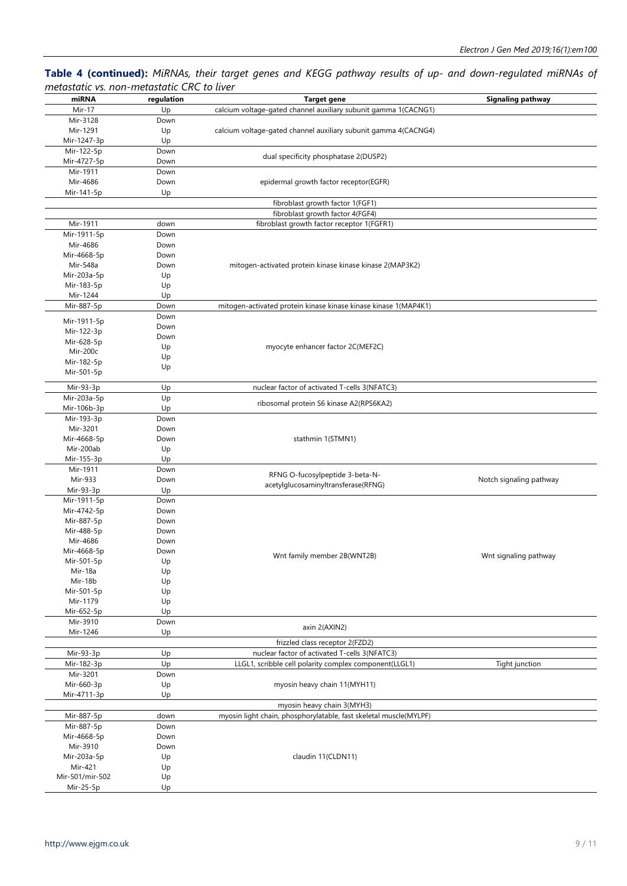**Table 4 (continued):** *MiRNAs, their target genes and KEGG pathway results of up- and down-regulated miRNAs of metastatic vs. non-metastatic CRC to liver*

| miRNA | regulation | Target gene | Signaling pathway |
|---|---|---|---|
| Mir-17 | Up | calcium voltage-gated channel auxiliary subunit gamma 1(CACNG1) | |
| Mir-3128 | Down | calcium voltage-gated channel auxiliary subunit gamma 4(CACNG4) | |
| Mir-1291 | Up | | |
| Mir-1247-3p | Up | | |
| Mir-122-5p | Down | dual specificity phosphatase 2(DUSP2) | |
| Mir-4727-5p | Down | | |
| Mir-1911 | Down | epidermal growth factor receptor(EGFR) | |
| Mir-4686 | Down | | |
| Mir-141-5p | Up | | |
| | | fibroblast growth factor 1(FGF1) | |
| | | fibroblast growth factor 4(FGF4) | |
| Mir-1911 | down | fibroblast growth factor receptor 1(FGFR1) | |
| Mir-1911-5p | Down | mitogen-activated protein kinase kinase kinase 2(MAP3K2) | |
| Mir-4686 | Down | | |
| Mir-4668-5p | Down | | |
| Mir-548a | Down | | |
| Mir-203a-5p | Up | | |
| Mir-183-5p | Up | | |
| Mir-1244 | Up | | |
| Mir-887-5p | Down | mitogen-activated protein kinase kinase kinase 1(MAP4K1) | |
| Mir-1911-5p | Down | myocyte enhancer factor 2C(MEF2C) | |
| Mir-122-3p | Down | | |
| Mir-628-5p | Down | | |
| Mir-200c | Up | | |
| Mir-182-5p | Up | | |
| Mir-501-5p | Up | | |
| Mir-93-3p | Up | nuclear factor of activated T-cells 3(NFATC3) | |
| Mir-203a-5p | Up | ribosomal protein S6 kinase A2(RPS6KA2) | |
| Mir-106b-3p | Up | | |
| Mir-193-3p | Down | stathmin 1(STMN1) | |
| Mir-3201 | Down | | |
| Mir-4668-5p | Down | | |
| Mir-200ab | Up | | |
| Mir-155-3p | Up | | |
| Mir-1911 | Down | RFNG O-fucosylpeptide 3-beta-N-acetylglucosaminyltransferase(RFNG) | Notch signaling pathway |
| Mir-933 | Down | | |
| Mir-93-3p | Up | | |
| Mir-1911-5p | Down | Wnt family member 2B(WNT2B) | Wnt signaling pathway |
| Mir-4742-5p | Down | | |
| Mir-887-5p | Down | | |
| Mir-488-5p | Down | | |
| Mir-4686 | Down | | |
| Mir-4668-5p | Down | | |
| Mir-501-5p | Up | | |
| Mir-18a | Up | | |
| Mir-18b | Up | | |
| Mir-501-5p | Up | | |
| Mir-1179 | Up | | |
| Mir-652-5p | Up | | |
| Mir-3910 | Down | axin 2(AXIN2) | |
| Mir-1246 | Up | | |
| | | frizzled class receptor 2(FZD2) | |
| Mir-93-3p | Up | nuclear factor of activated T-cells 3(NFATC3) | |
| Mir-182-3p | Up | LLGL1, scribble cell polarity complex component(LLGL1) | Tight junction |
| Mir-3201 | Down | myosin heavy chain 11(MYH11) | |
| Mir-660-3p | Up | | |
| Mir-4711-3p | Up | | |
| | | myosin heavy chain 3(MYH3) | |
| Mir-887-5p | down | myosin light chain, phosphorylatable, fast skeletal muscle(MYLPF) | |
| Mir-887-5p | Down | claudin 11(CLDN11) | |
| Mir-4668-5p | Down | | |
| Mir-3910 | Down | | |
| Mir-203a-5p | Up | | |
| Mir-421 | Up | | |
| Mir-501/mir-502 | Up | | |
| Mir-25-5p | Up | | |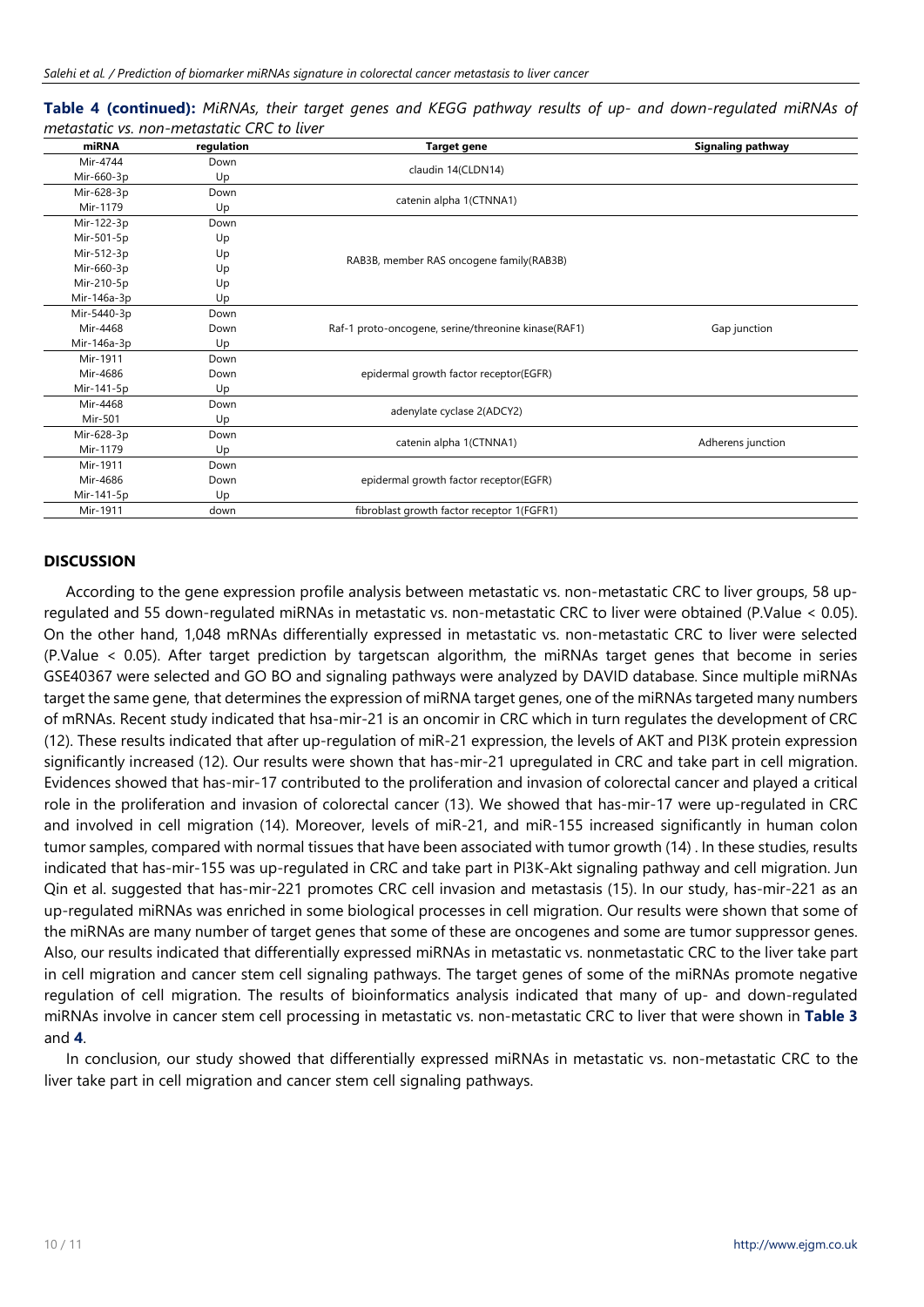**Table 4 (continued):** *MiRNAs, their target genes and KEGG pathway results of up- and down-regulated miRNAs of metastatic vs. non-metastatic CRC to liver*

| miRNA | regulation | Target gene | Signaling pathway |
|---|---|---|---|
| Mir-4744 | Down | claudin 14(CLDN14) | |
| Mir-660-3p | Up | | |
| Mir-628-3p | Down | catenin alpha 1(CTNNA1) | |
| Mir-1179 | Up | | |
| Mir-122-3p | Down | RAB3B, member RAS oncogene family(RAB3B) | |
| Mir-501-5p | Up | | |
| Mir-512-3p | Up | | |
| Mir-660-3p | Up | | |
| Mir-210-5p | Up | | |
| Mir-146a-3p | Up | | |
| Mir-5440-3p | Down | Raf-1 proto-oncogene, serine/threonine kinase(RAF1) | Gap junction |
| Mir-4468 | Down | | |
| Mir-146a-3p | Up | | |
| Mir-1911 | Down | epidermal growth factor receptor(EGFR) | |
| Mir-4686 | Down | | |
| Mir-141-5p | Up | | |
| Mir-4468 | Down | adenylate cyclase 2(ADCY2) | |
| Mir-501 | Up | | |
| Mir-628-3p | Down | catenin alpha 1(CTNNA1) | Adherens junction |
| Mir-1179 | Up | | |
| Mir-1911 | Down | epidermal growth factor receptor(EGFR) | |
| Mir-4686 | Down | | |
| Mir-141-5p | Up | | |
| Mir-1911 | down | fibroblast growth factor receptor 1(FGFR1) | |

## DISCUSSION

According to the gene expression profile analysis between metastatic vs. non-metastatic CRC to liver groups, 58 up-regulated and 55 down-regulated miRNAs in metastatic vs. non-metastatic CRC to liver were obtained (P.Value < 0.05). On the other hand, 1,048 mRNAs differentially expressed in metastatic vs. non-metastatic CRC to liver were selected (P.Value < 0.05). After target prediction by targetscan algorithm, the miRNAs target genes that become in series GSE40367 were selected and GO BO and signaling pathways were analyzed by DAVID database. Since multiple miRNAs target the same gene, that determines the expression of miRNA target genes, one of the miRNAs targeted many numbers of mRNAs. Recent study indicated that hsa-mir-21 is an oncomir in CRC which in turn regulates the development of CRC (12). These results indicated that after up-regulation of miR-21 expression, the levels of AKT and PI3K protein expression significantly increased (12). Our results were shown that has-mir-21 upregulated in CRC and take part in cell migration. Evidences showed that has-mir-17 contributed to the proliferation and invasion of colorectal cancer and played a critical role in the proliferation and invasion of colorectal cancer (13). We showed that has-mir-17 were up-regulated in CRC and involved in cell migration (14). Moreover, levels of miR-21, and miR-155 increased significantly in human colon tumor samples, compared with normal tissues that have been associated with tumor growth (14) . In these studies, results indicated that has-mir-155 was up-regulated in CRC and take part in PI3K-Akt signaling pathway and cell migration. Jun Qin et al. suggested that has-mir-221 promotes CRC cell invasion and metastasis (15). In our study, has-mir-221 as an up-regulated miRNAs was enriched in some biological processes in cell migration. Our results were shown that some of the miRNAs are many number of target genes that some of these are oncogenes and some are tumor suppressor genes. Also, our results indicated that differentially expressed miRNAs in metastatic vs. nonmetastatic CRC to the liver take part in cell migration and cancer stem cell signaling pathways. The target genes of some of the miRNAs promote negative regulation of cell migration. The results of bioinformatics analysis indicated that many of up- and down-regulated miRNAs involve in cancer stem cell processing in metastatic vs. non-metastatic CRC to liver that were shown in **Table 3** and **4**.

In conclusion, our study showed that differentially expressed miRNAs in metastatic vs. non-metastatic CRC to the liver take part in cell migration and cancer stem cell signaling pathways.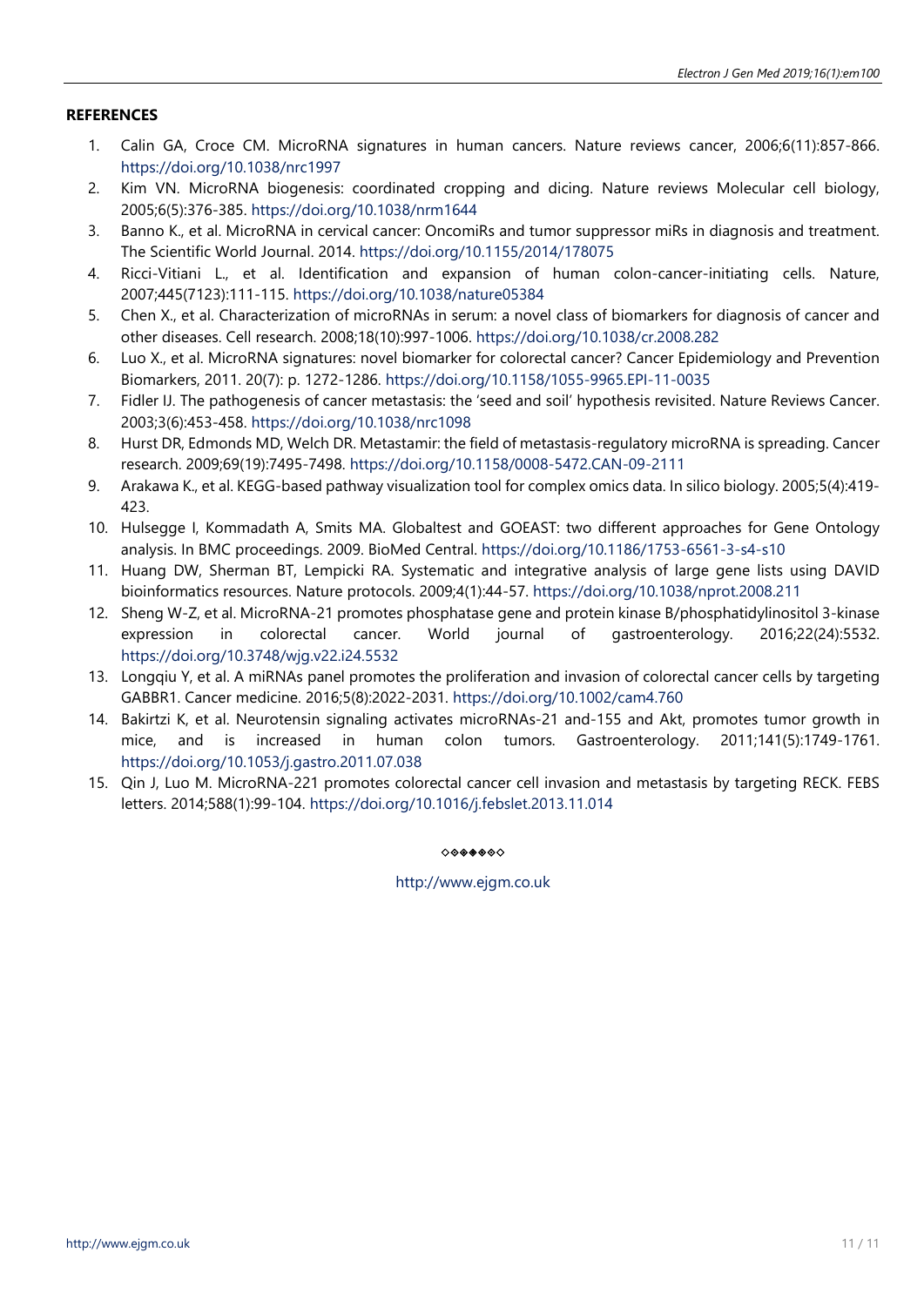## REFERENCES

1. Calin GA, Croce CM. MicroRNA signatures in human cancers. Nature reviews cancer, 2006;6(11):857-866. https://doi.org/10.1038/nrc1997
2. Kim VN. MicroRNA biogenesis: coordinated cropping and dicing. Nature reviews Molecular cell biology, 2005;6(5):376-385. https://doi.org/10.1038/nrm1644
3. Banno K., et al. MicroRNA in cervical cancer: OncomiRs and tumor suppressor miRs in diagnosis and treatment. The Scientific World Journal. 2014. https://doi.org/10.1155/2014/178075
4. Ricci-Vitiani L., et al. Identification and expansion of human colon-cancer-initiating cells. Nature, 2007;445(7123):111-115. https://doi.org/10.1038/nature05384
5. Chen X., et al. Characterization of microRNAs in serum: a novel class of biomarkers for diagnosis of cancer and other diseases. Cell research. 2008;18(10):997-1006. https://doi.org/10.1038/cr.2008.282
6. Luo X., et al. MicroRNA signatures: novel biomarker for colorectal cancer? Cancer Epidemiology and Prevention Biomarkers, 2011. 20(7): p. 1272-1286. https://doi.org/10.1158/1055-9965.EPI-11-0035
7. Fidler IJ. The pathogenesis of cancer metastasis: the 'seed and soil' hypothesis revisited. Nature Reviews Cancer. 2003;3(6):453-458. https://doi.org/10.1038/nrc1098
8. Hurst DR, Edmonds MD, Welch DR. Metastamir: the field of metastasis-regulatory microRNA is spreading. Cancer research. 2009;69(19):7495-7498. https://doi.org/10.1158/0008-5472.CAN-09-2111
9. Arakawa K., et al. KEGG-based pathway visualization tool for complex omics data. In silico biology. 2005;5(4):419-423.
10. Hulsegge I, Kommadath A, Smits MA. Globaltest and GOEAST: two different approaches for Gene Ontology analysis. In BMC proceedings. 2009. BioMed Central. https://doi.org/10.1186/1753-6561-3-s4-s10
11. Huang DW, Sherman BT, Lempicki RA. Systematic and integrative analysis of large gene lists using DAVID bioinformatics resources. Nature protocols. 2009;4(1):44-57. https://doi.org/10.1038/nprot.2008.211
12. Sheng W-Z, et al. MicroRNA-21 promotes phosphatase gene and protein kinase B/phosphatidylinositol 3-kinase expression in colorectal cancer. World journal of gastroenterology. 2016;22(24):5532. https://doi.org/10.3748/wjg.v22.i24.5532
13. Longqiu Y, et al. A miRNAs panel promotes the proliferation and invasion of colorectal cancer cells by targeting GABBR1. Cancer medicine. 2016;5(8):2022-2031. https://doi.org/10.1002/cam4.760
14. Bakirtzi K, et al. Neurotensin signaling activates microRNAs-21 and-155 and Akt, promotes tumor growth in mice, and is increased in human colon tumors. Gastroenterology. 2011;141(5):1749-1761. https://doi.org/10.1053/j.gastro.2011.07.038
15. Qin J, Luo M. MicroRNA-221 promotes colorectal cancer cell invasion and metastasis by targeting RECK. FEBS letters. 2014;588(1):99-104. https://doi.org/10.1016/j.febslet.2013.11.014

◇◈◈◆◈◈◇

http://www.ejgm.co.uk